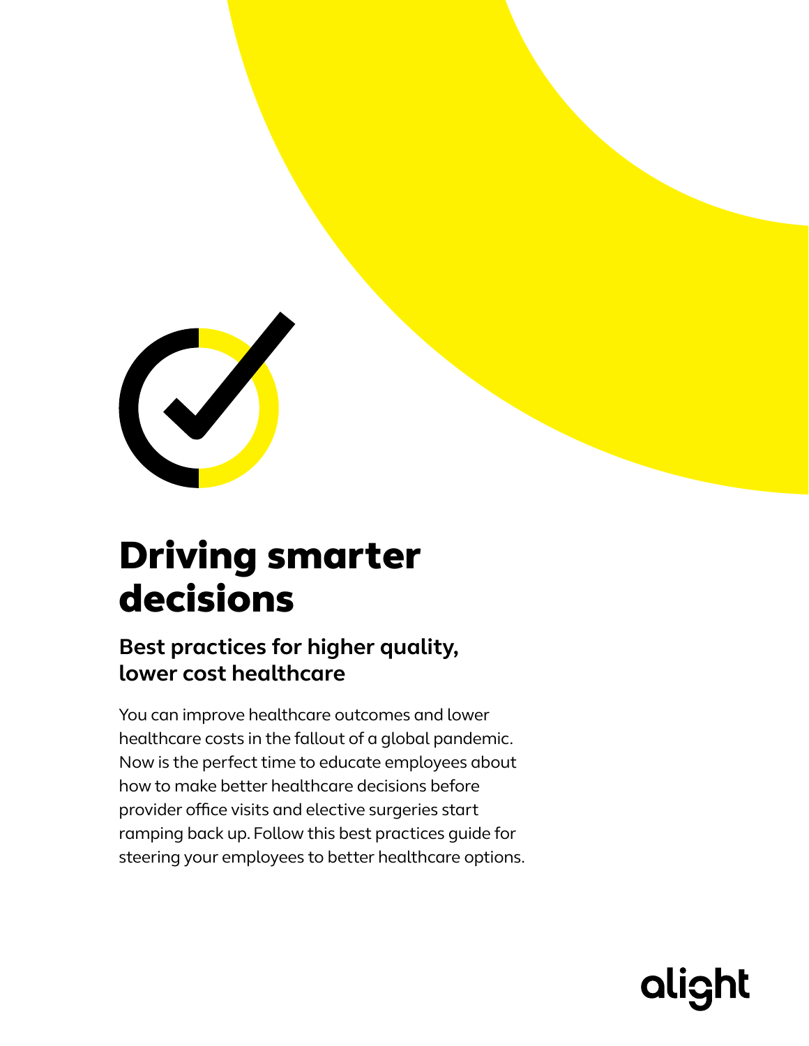# Driving smarter decisions

## Best practices for higher quality, lower cost healthcare

You can improve healthcare outcomes and lower healthcare costs in the fallout of a global pandemic. Now is the perfect time to educate employees about how to make better healthcare decisions before provider office visits and elective surgeries start ramping back up. Follow this best practices guide for steering your employees to better healthcare options.

alight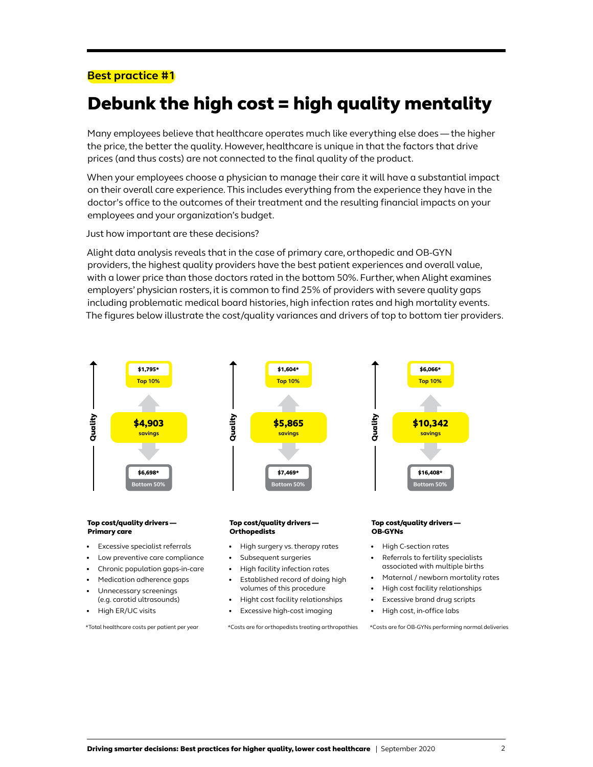**Best practice #1**

# Debunk the high cost = high quality mentality

Many employees believe that healthcare operates much like everything else does — the higher the price, the better the quality. However, healthcare is unique in that the factors that drive prices (and thus costs) are not connected to the final quality of the product.

When your employees choose a physician to manage their care it will have a substantial impact on their overall care experience. This includes everything from the experience they have in the doctor's office to the outcomes of their treatment and the resulting financial impacts on your employees and your organization's budget.

Just how important are these decisions?

Alight data analysis reveals that in the case of primary care, orthopedic and OB-GYN providers, the highest quality providers have the best patient experiences and overall value, with a lower price than those doctors rated in the bottom 50%. Further, when Alight examines employers' physician rosters, it is common to find 25% of providers with severe quality gaps including problematic medical board histories, high infection rates and high mortality events. The figures below illustrate the cost/quality variances and drivers of top to bottom tier providers.

| | Primary care | Orthopedists | OB-GYNs |
|---|---|---|---|
| Top 10% | $1,795* | $1,604* | $6,066* |
| Savings | $4,903 | $5,865 | $10,342 |
| Bottom 50% | $6,698* | $7,469* | $16,408* |

**Top cost/quality drivers — Primary care**

- Excessive specialist referrals
- Low preventive care compliance
- Chronic population gaps-in-care
- Medication adherence gaps
- Unnecessary screenings (e.g. carotid ultrasounds)
- High ER/UC visits

*Total healthcare costs per patient per year

**Top cost/quality drivers — Orthopedists**

- High surgery vs. therapy rates
- Subsequent surgeries
- High facility infection rates
- Established record of doing high volumes of this procedure
- Hight cost facility relationships
- Excessive high-cost imaging

*Costs are for orthopedists treating arthropathies

**Top cost/quality drivers — OB-GYNs**

- High C-section rates
- Referrals to fertility specialists associated with multiple births
- Maternal / newborn mortality rates
- High cost facility relationships
- Excessive brand drug scripts
- High cost, in-office labs

*Costs are for OB-GYNs performing normal deliveries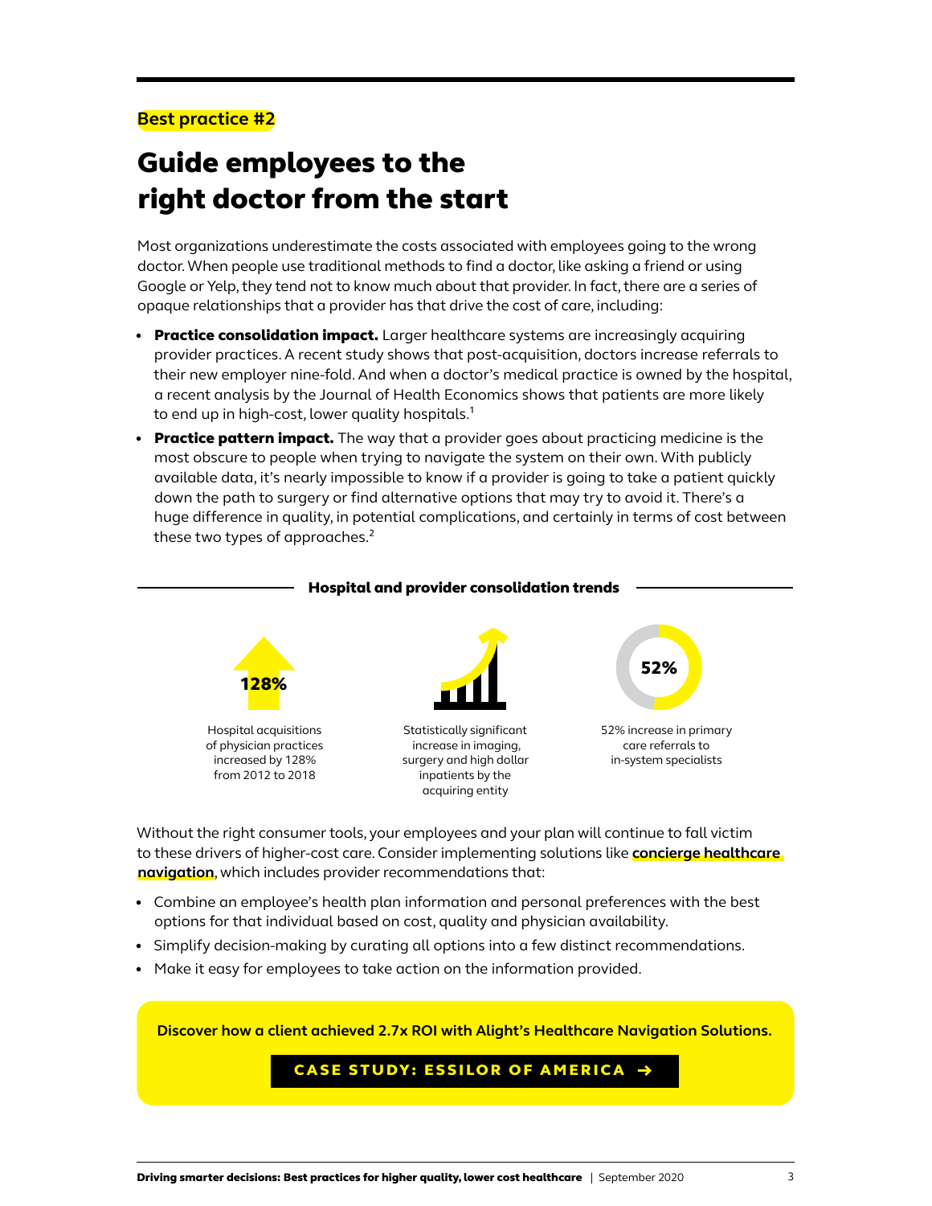**Best practice #2**

# Guide employees to the right doctor from the start

Most organizations underestimate the costs associated with employees going to the wrong doctor. When people use traditional methods to find a doctor, like asking a friend or using Google or Yelp, they tend not to know much about that provider. In fact, there are a series of opaque relationships that a provider has that drive the cost of care, including:

- **Practice consolidation impact.** Larger healthcare systems are increasingly acquiring provider practices. A recent study shows that post-acquisition, doctors increase referrals to their new employer nine-fold. And when a doctor's medical practice is owned by the hospital, a recent analysis by the Journal of Health Economics shows that patients are more likely to end up in high-cost, lower quality hospitals.[1]
- **Practice pattern impact.** The way that a provider goes about practicing medicine is the most obscure to people when trying to navigate the system on their own. With publicly available data, it's nearly impossible to know if a provider is going to take a patient quickly down the path to surgery or find alternative options that may try to avoid it. There's a huge difference in quality, in potential complications, and certainly in terms of cost between these two types of approaches.[2]

## Hospital and provider consolidation trends

**128%**

Hospital acquisitions of physician practices increased by 128% from 2012 to 2018

Statistically significant increase in imaging, surgery and high dollar inpatients by the acquiring entity

**52%**

52% increase in primary care referrals to in-system specialists

Without the right consumer tools, your employees and your plan will continue to fall victim to these drivers of higher-cost care. Consider implementing solutions like **concierge healthcare navigation**, which includes provider recommendations that:

- Combine an employee's health plan information and personal preferences with the best options for that individual based on cost, quality and physician availability.
- Simplify decision-making by curating all options into a few distinct recommendations.
- Make it easy for employees to take action on the information provided.

**Discover how a client achieved 2.7x ROI with Alight's Healthcare Navigation Solutions.**

**CASE STUDY: ESSILOR OF AMERICA →**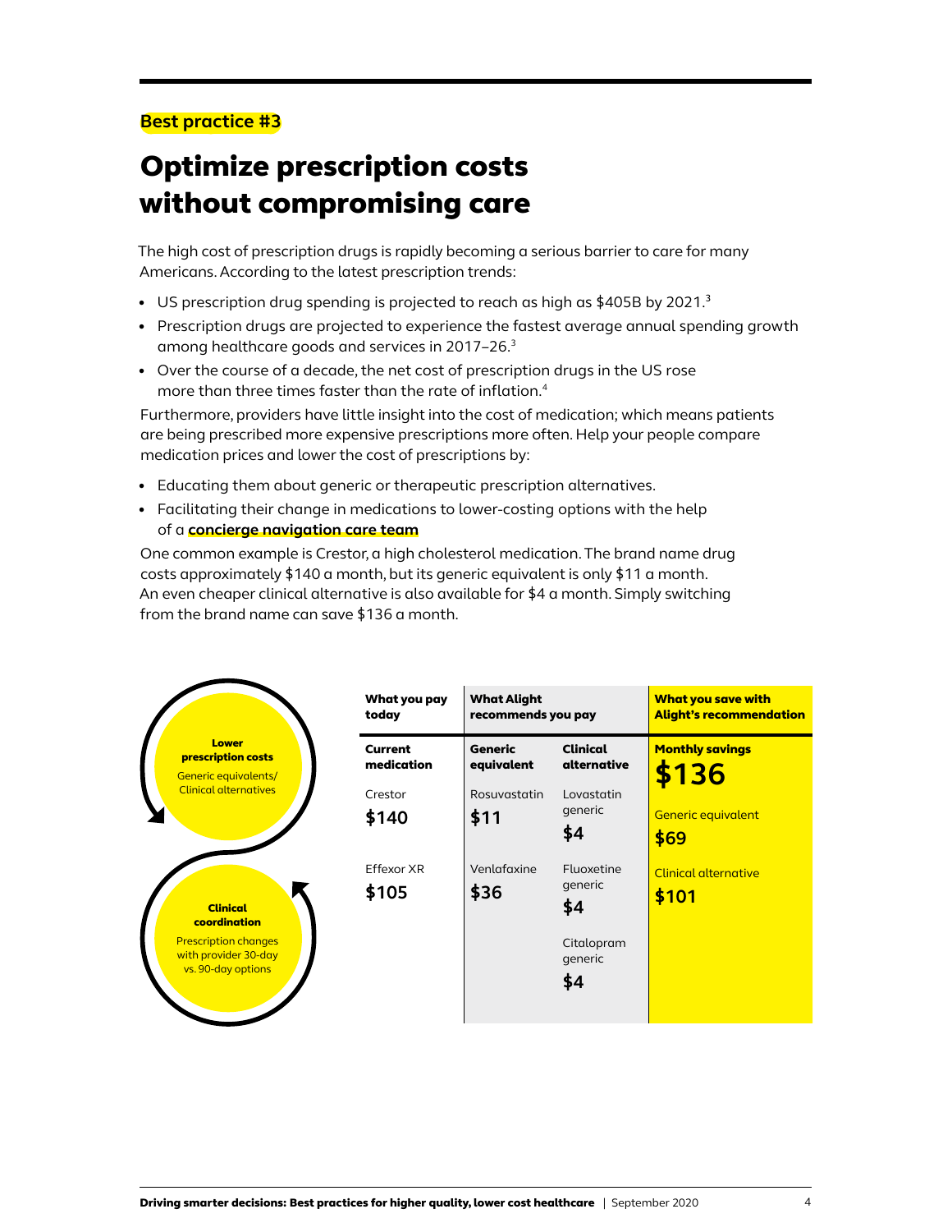**Best practice #3**

# Optimize prescription costs without compromising care

The high cost of prescription drugs is rapidly becoming a serious barrier to care for many Americans. According to the latest prescription trends:

- US prescription drug spending is projected to reach as high as $405B by 2021.[3]
- Prescription drugs are projected to experience the fastest average annual spending growth among healthcare goods and services in 2017–26.[3]
- Over the course of a decade, the net cost of prescription drugs in the US rose more than three times faster than the rate of inflation.[4]

Furthermore, providers have little insight into the cost of medication; which means patients are being prescribed more expensive prescriptions more often. Help your people compare medication prices and lower the cost of prescriptions by:

- Educating them about generic or therapeutic prescription alternatives.
- Facilitating their change in medications to lower-costing options with the help of a **concierge navigation care team**

One common example is Crestor, a high cholesterol medication. The brand name drug costs approximately $140 a month, but its generic equivalent is only $11 a month. An even cheaper clinical alternative is also available for $4 a month. Simply switching from the brand name can save $136 a month.

**Lower prescription costs**
Generic equivalents/ Clinical alternatives

**Clinical coordination**
Prescription changes with provider 30-day vs. 90-day options

| What you pay today | What Alight recommends you pay | | What you save with Alight's recommendation |
|---|---|---|---|
| **Current medication** | **Generic equivalent** | **Clinical alternative** | **Monthly savings** **$136** |
| Crestor **$140** | Rosuvastatin **$11** | Lovastatin generic **$4** | Generic equivalent **$69** |
| Effexor XR **$105** | Venlafaxine **$36** | Fluoxetine generic **$4** | Clinical alternative **$101** |
| | | Citalopram generic **$4** | |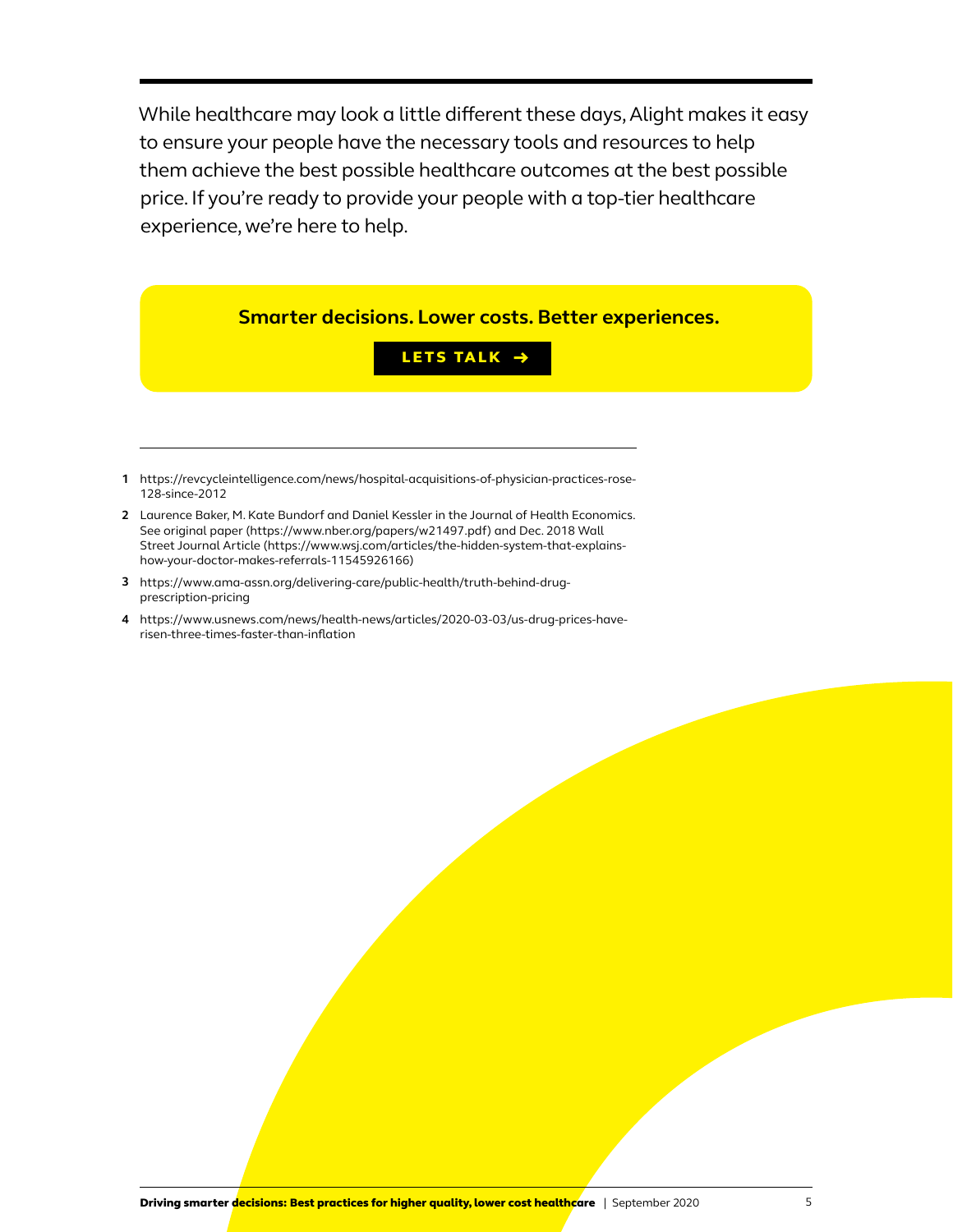While healthcare may look a little different these days, Alight makes it easy to ensure your people have the necessary tools and resources to help them achieve the best possible healthcare outcomes at the best possible price. If you're ready to provide your people with a top-tier healthcare experience, we're here to help.

**Smarter decisions. Lower costs. Better experiences.**

**LETS TALK →**

---

1. https://revcycleintelligence.com/news/hospital-acquisitions-of-physician-practices-rose-128-since-2012
2. Laurence Baker, M. Kate Bundorf and Daniel Kessler in the Journal of Health Economics. See original paper (https://www.nber.org/papers/w21497.pdf) and Dec. 2018 Wall Street Journal Article (https://www.wsj.com/articles/the-hidden-system-that-explains-how-your-doctor-makes-referrals-11545926166)
3. https://www.ama-assn.org/delivering-care/public-health/truth-behind-drug-prescription-pricing
4. https://www.usnews.com/news/health-news/articles/2020-03-03/us-drug-prices-have-risen-three-times-faster-than-inflation